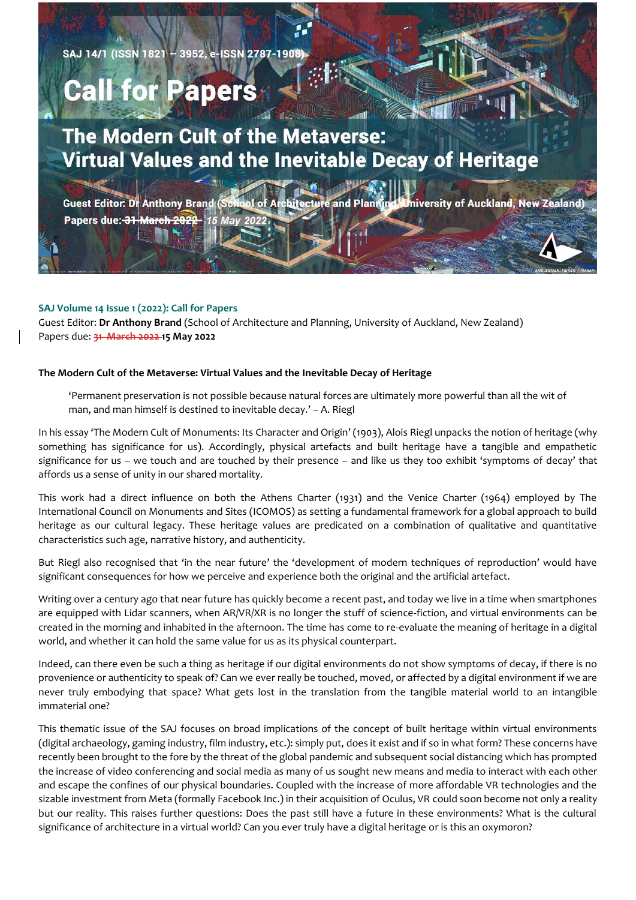SAJ 14/1 (ISSN 1821 – 3952, e-ISSN 2787-1908)

# Call for Papers

## The Modern Cult of the Metaverse: Virtual Values and the Inevitable Decay of Heritage

Guest Editor: Dr Anthony Brand (School of Architecture and Planning, University of Auckland, New Zealand)
Papers due: ~~31 March 2022~~ 15 May 2022

**SAJ Volume 14 Issue 1 (2022): Call for Papers**
Guest Editor: **Dr Anthony Brand** (School of Architecture and Planning, University of Auckland, New Zealand)
Papers due: ~~31 March 2022~~ **15 May 2022**

**The Modern Cult of the Metaverse: Virtual Values and the Inevitable Decay of Heritage**

> 'Permanent preservation is not possible because natural forces are ultimately more powerful than all the wit of man, and man himself is destined to inevitable decay.' – A. Riegl

In his essay 'The Modern Cult of Monuments: Its Character and Origin' (1903), Alois Riegl unpacks the notion of heritage (why something has significance for us). Accordingly, physical artefacts and built heritage have a tangible and empathetic significance for us – we touch and are touched by their presence – and like us they too exhibit 'symptoms of decay' that affords us a sense of unity in our shared mortality.

This work had a direct influence on both the Athens Charter (1931) and the Venice Charter (1964) employed by The International Council on Monuments and Sites (ICOMOS) as setting a fundamental framework for a global approach to build heritage as our cultural legacy. These heritage values are predicated on a combination of qualitative and quantitative characteristics such age, narrative history, and authenticity.

But Riegl also recognised that 'in the near future' the 'development of modern techniques of reproduction' would have significant consequences for how we perceive and experience both the original and the artificial artefact.

Writing over a century ago that near future has quickly become a recent past, and today we live in a time when smartphones are equipped with Lidar scanners, when AR/VR/XR is no longer the stuff of science-fiction, and virtual environments can be created in the morning and inhabited in the afternoon. The time has come to re-evaluate the meaning of heritage in a digital world, and whether it can hold the same value for us as its physical counterpart.

Indeed, can there even be such a thing as heritage if our digital environments do not show symptoms of decay, if there is no provenience or authenticity to speak of? Can we ever really be touched, moved, or affected by a digital environment if we are never truly embodying that space? What gets lost in the translation from the tangible material world to an intangible immaterial one?

This thematic issue of the SAJ focuses on broad implications of the concept of built heritage within virtual environments (digital archaeology, gaming industry, film industry, etc.): simply put, does it exist and if so in what form? These concerns have recently been brought to the fore by the threat of the global pandemic and subsequent social distancing which has prompted the increase of video conferencing and social media as many of us sought new means and media to interact with each other and escape the confines of our physical boundaries. Coupled with the increase of more affordable VR technologies and the sizable investment from Meta (formally Facebook Inc.) in their acquisition of Oculus, VR could soon become not only a reality but our reality. This raises further questions: Does the past still have a future in these environments? What is the cultural significance of architecture in a virtual world? Can you ever truly have a digital heritage or is this an oxymoron?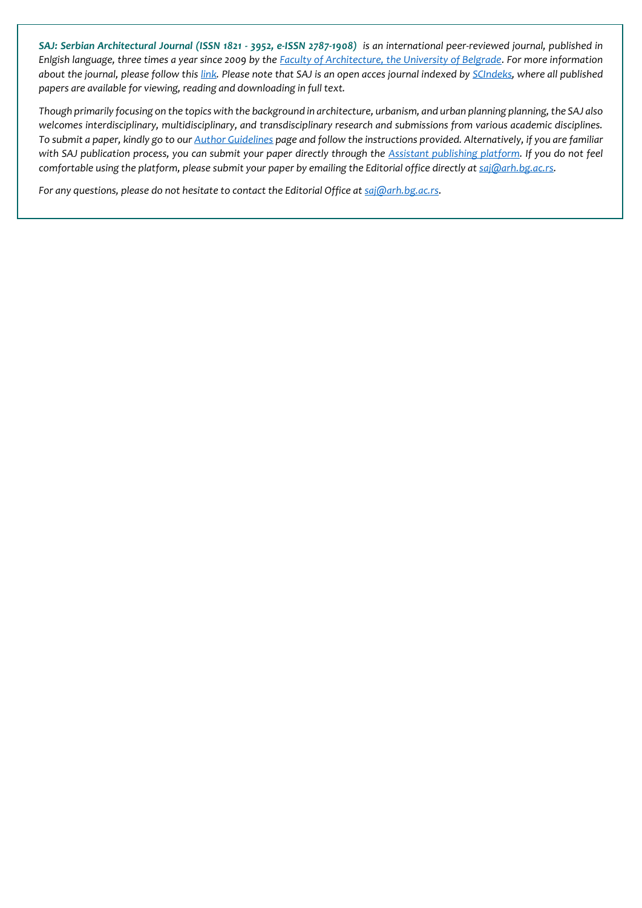***SAJ: Serbian Architectural Journal (ISSN 1821 - 3952, e-ISSN 2787-1908)*** *is an international peer-reviewed journal, published in Enlgish language, three times a year since 2009 by the [Faculty of Architecture, the University of Belgrade](). For more information about the journal, please follow this [link](). Please note that SAJ is an open acces journal indexed by [SCIndeks](), where all published papers are available for viewing, reading and downloading in full text.*

*Though primarily focusing on the topics with the background in architecture, urbanism, and urban planning planning, the SAJ also welcomes interdisciplinary, multidisciplinary, and transdisciplinary research and submissions from various academic disciplines. To submit a paper, kindly go to our [Author Guidelines]() page and follow the instructions provided. Alternatively, if you are familiar with SAJ publication process, you can submit your paper directly through the [Assistant publishing platform](). If you do not feel comfortable using the platform, please submit your paper by emailing the Editorial office directly at [saj@arh.bg.ac.rs]().*

*For any questions, please do not hesitate to contact the Editorial Office at [saj@arh.bg.ac.rs]().*